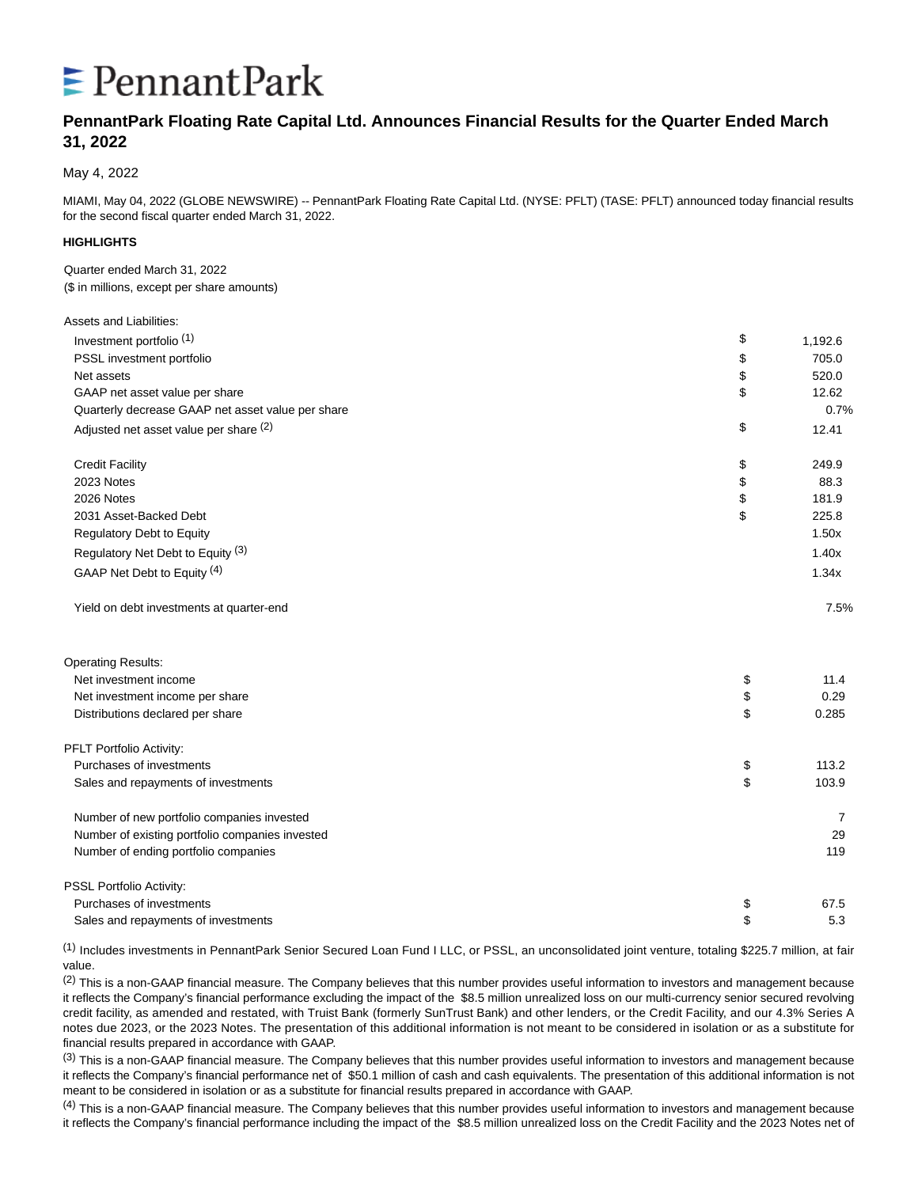PennantPark

# PennantPark Floating Rate Capital Ltd. Announces Financial Results for the Quarter Ended March 31, 2022

May 4, 2022

MIAMI, May 04, 2022 (GLOBE NEWSWIRE) -- PennantPark Floating Rate Capital Ltd. (NYSE: PFLT) (TASE: PFLT) announced today financial results for the second fiscal quarter ended March 31, 2022.

**HIGHLIGHTS**

Quarter ended March 31, 2022
($ in millions, except per share amounts)

| | | |
|---|---|---|
| **Assets and Liabilities:** | | |
| Investment portfolio [(1)] | $ | 1,192.6 |
| PSSL investment portfolio | $ | 705.0 |
| Net assets | $ | 520.0 |
| GAAP net asset value per share | $ | 12.62 |
| Quarterly decrease GAAP net asset value per share | | 0.7% |
| Adjusted net asset value per share [(2)] | $ | 12.41 |
| | | |
| Credit Facility | $ | 249.9 |
| 2023 Notes | $ | 88.3 |
| 2026 Notes | $ | 181.9 |
| 2031 Asset-Backed Debt | $ | 225.8 |
| Regulatory Debt to Equity | | 1.50x |
| Regulatory Net Debt to Equity [(3)] | | 1.40x |
| GAAP Net Debt to Equity [(4)] | | 1.34x |
| | | |
| Yield on debt investments at quarter-end | | 7.5% |
| | | |
| **Operating Results:** | | |
| Net investment income | $ | 11.4 |
| Net investment income per share | $ | 0.29 |
| Distributions declared per share | $ | 0.285 |
| | | |
| **PFLT Portfolio Activity:** | | |
| Purchases of investments | $ | 113.2 |
| Sales and repayments of investments | $ | 103.9 |
| | | |
| Number of new portfolio companies invested | | 7 |
| Number of existing portfolio companies invested | | 29 |
| Number of ending portfolio companies | | 119 |
| | | |
| **PSSL Portfolio Activity:** | | |
| Purchases of investments | $ | 67.5 |
| Sales and repayments of investments | $ | 5.3 |

[(1)] Includes investments in PennantPark Senior Secured Loan Fund I LLC, or PSSL, an unconsolidated joint venture, totaling $225.7 million, at fair value.

[(2)] This is a non-GAAP financial measure. The Company believes that this number provides useful information to investors and management because it reflects the Company's financial performance excluding the impact of the $8.5 million unrealized loss on our multi-currency senior secured revolving credit facility, as amended and restated, with Truist Bank (formerly SunTrust Bank) and other lenders, or the Credit Facility, and our 4.3% Series A notes due 2023, or the 2023 Notes. The presentation of this additional information is not meant to be considered in isolation or as a substitute for financial results prepared in accordance with GAAP.

[(3)] This is a non-GAAP financial measure. The Company believes that this number provides useful information to investors and management because it reflects the Company's financial performance net of $50.1 million of cash and cash equivalents. The presentation of this additional information is not meant to be considered in isolation or as a substitute for financial results prepared in accordance with GAAP.

[(4)] This is a non-GAAP financial measure. The Company believes that this number provides useful information to investors and management because it reflects the Company's financial performance including the impact of the $8.5 million unrealized loss on the Credit Facility and the 2023 Notes net of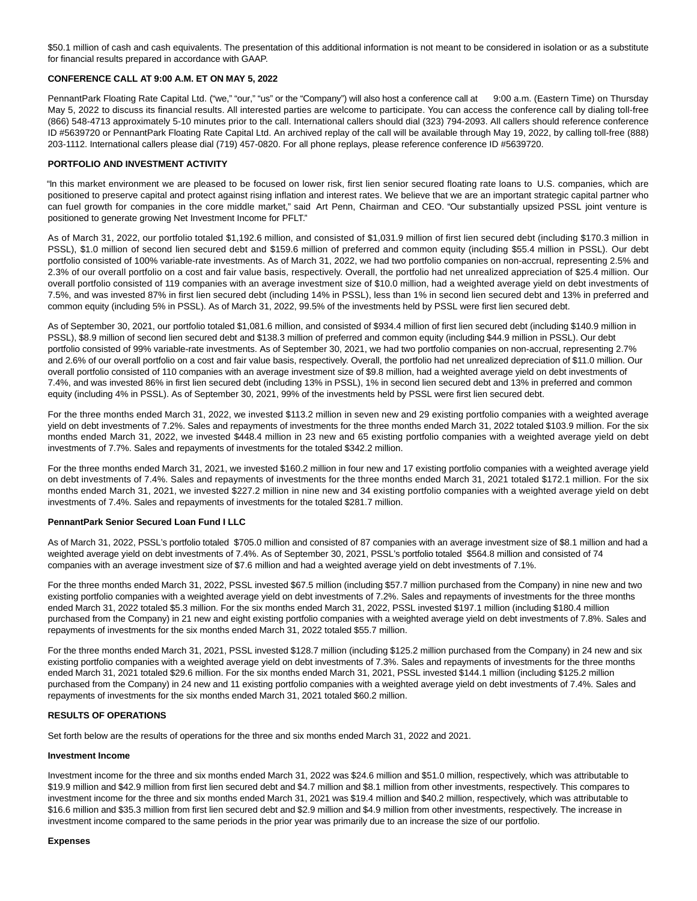$50.1 million of cash and cash equivalents. The presentation of this additional information is not meant to be considered in isolation or as a substitute for financial results prepared in accordance with GAAP.

**CONFERENCE CALL AT 9:00 A.M. ET ON MAY 5, 2022**

PennantPark Floating Rate Capital Ltd. ("we," "our," "us" or the "Company") will also host a conference call at 9:00 a.m. (Eastern Time) on Thursday May 5, 2022 to discuss its financial results. All interested parties are welcome to participate. You can access the conference call by dialing toll-free (866) 548-4713 approximately 5-10 minutes prior to the call. International callers should dial (323) 794-2093. All callers should reference conference ID #5639720 or PennantPark Floating Rate Capital Ltd. An archived replay of the call will be available through May 19, 2022, by calling toll-free (888) 203-1112. International callers please dial (719) 457-0820. For all phone replays, please reference conference ID #5639720.

**PORTFOLIO AND INVESTMENT ACTIVITY**

"In this market environment we are pleased to be focused on lower risk, first lien senior secured floating rate loans to U.S. companies, which are positioned to preserve capital and protect against rising inflation and interest rates. We believe that we are an important strategic capital partner who can fuel growth for companies in the core middle market," said Art Penn, Chairman and CEO. "Our substantially upsized PSSL joint venture is positioned to generate growing Net Investment Income for PFLT."

As of March 31, 2022, our portfolio totaled $1,192.6 million, and consisted of $1,031.9 million of first lien secured debt (including $170.3 million in PSSL), $1.0 million of second lien secured debt and $159.6 million of preferred and common equity (including $55.4 million in PSSL). Our debt portfolio consisted of 100% variable-rate investments. As of March 31, 2022, we had two portfolio companies on non-accrual, representing 2.5% and 2.3% of our overall portfolio on a cost and fair value basis, respectively. Overall, the portfolio had net unrealized appreciation of $25.4 million. Our overall portfolio consisted of 119 companies with an average investment size of $10.0 million, had a weighted average yield on debt investments of 7.5%, and was invested 87% in first lien secured debt (including 14% in PSSL), less than 1% in second lien secured debt and 13% in preferred and common equity (including 5% in PSSL). As of March 31, 2022, 99.5% of the investments held by PSSL were first lien secured debt.

As of September 30, 2021, our portfolio totaled $1,081.6 million, and consisted of $934.4 million of first lien secured debt (including $140.9 million in PSSL), $8.9 million of second lien secured debt and $138.3 million of preferred and common equity (including $44.9 million in PSSL). Our debt portfolio consisted of 99% variable-rate investments. As of September 30, 2021, we had two portfolio companies on non-accrual, representing 2.7% and 2.6% of our overall portfolio on a cost and fair value basis, respectively. Overall, the portfolio had net unrealized depreciation of $11.0 million. Our overall portfolio consisted of 110 companies with an average investment size of $9.8 million, had a weighted average yield on debt investments of 7.4%, and was invested 86% in first lien secured debt (including 13% in PSSL), 1% in second lien secured debt and 13% in preferred and common equity (including 4% in PSSL). As of September 30, 2021, 99% of the investments held by PSSL were first lien secured debt.

For the three months ended March 31, 2022, we invested $113.2 million in seven new and 29 existing portfolio companies with a weighted average yield on debt investments of 7.2%. Sales and repayments of investments for the three months ended March 31, 2022 totaled $103.9 million. For the six months ended March 31, 2022, we invested $448.4 million in 23 new and 65 existing portfolio companies with a weighted average yield on debt investments of 7.7%. Sales and repayments of investments for the totaled $342.2 million.

For the three months ended March 31, 2021, we invested $160.2 million in four new and 17 existing portfolio companies with a weighted average yield on debt investments of 7.4%. Sales and repayments of investments for the three months ended March 31, 2021 totaled $172.1 million. For the six months ended March 31, 2021, we invested $227.2 million in nine new and 34 existing portfolio companies with a weighted average yield on debt investments of 7.4%. Sales and repayments of investments for the totaled $281.7 million.

**PennantPark Senior Secured Loan Fund I LLC**

As of March 31, 2022, PSSL's portfolio totaled $705.0 million and consisted of 87 companies with an average investment size of $8.1 million and had a weighted average yield on debt investments of 7.4%. As of September 30, 2021, PSSL's portfolio totaled $564.8 million and consisted of 74 companies with an average investment size of $7.6 million and had a weighted average yield on debt investments of 7.1%.

For the three months ended March 31, 2022, PSSL invested $67.5 million (including $57.7 million purchased from the Company) in nine new and two existing portfolio companies with a weighted average yield on debt investments of 7.2%. Sales and repayments of investments for the three months ended March 31, 2022 totaled $5.3 million. For the six months ended March 31, 2022, PSSL invested $197.1 million (including $180.4 million purchased from the Company) in 21 new and eight existing portfolio companies with a weighted average yield on debt investments of 7.8%. Sales and repayments of investments for the six months ended March 31, 2022 totaled $55.7 million.

For the three months ended March 31, 2021, PSSL invested $128.7 million (including $125.2 million purchased from the Company) in 24 new and six existing portfolio companies with a weighted average yield on debt investments of 7.3%. Sales and repayments of investments for the three months ended March 31, 2021 totaled $29.6 million. For the six months ended March 31, 2021, PSSL invested $144.1 million (including $125.2 million purchased from the Company) in 24 new and 11 existing portfolio companies with a weighted average yield on debt investments of 7.4%. Sales and repayments of investments for the six months ended March 31, 2021 totaled $60.2 million.

**RESULTS OF OPERATIONS**

Set forth below are the results of operations for the three and six months ended March 31, 2022 and 2021.

**Investment Income**

Investment income for the three and six months ended March 31, 2022 was $24.6 million and $51.0 million, respectively, which was attributable to $19.9 million and $42.9 million from first lien secured debt and $4.7 million and $8.1 million from other investments, respectively. This compares to investment income for the three and six months ended March 31, 2021 was $19.4 million and $40.2 million, respectively, which was attributable to $16.6 million and $35.3 million from first lien secured debt and $2.9 million and $4.9 million from other investments, respectively. The increase in investment income compared to the same periods in the prior year was primarily due to an increase the size of our portfolio.

**Expenses**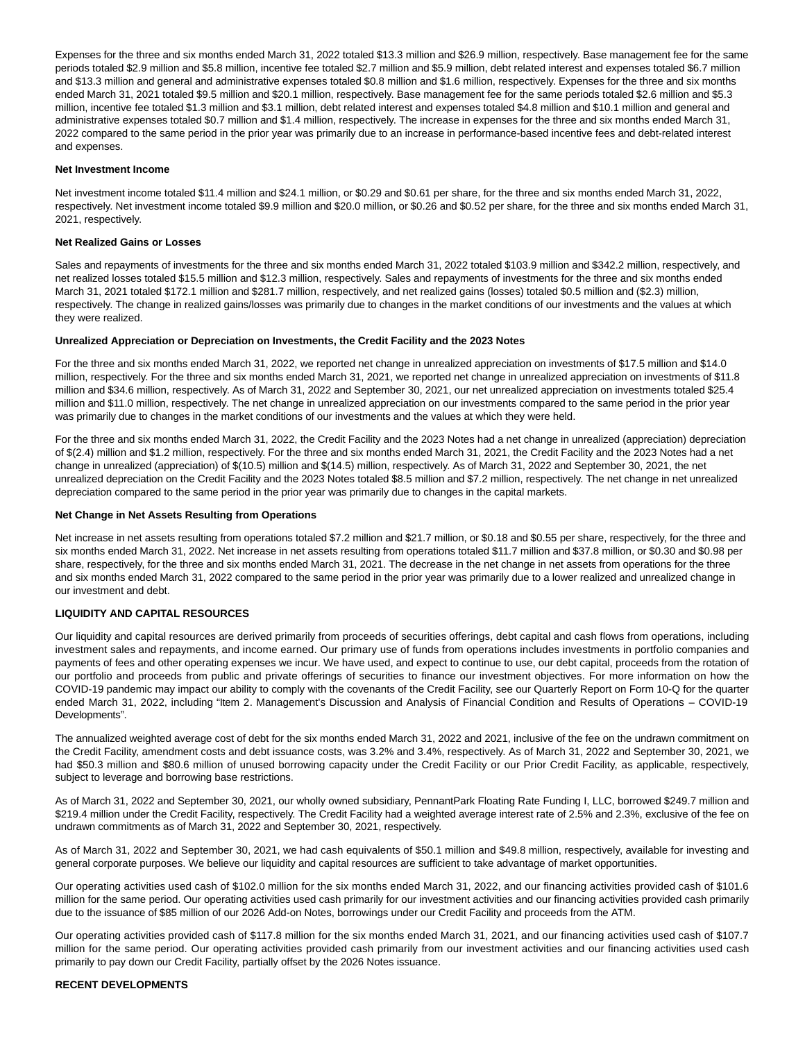Expenses for the three and six months ended March 31, 2022 totaled $13.3 million and $26.9 million, respectively. Base management fee for the same periods totaled $2.9 million and $5.8 million, incentive fee totaled $2.7 million and $5.9 million, debt related interest and expenses totaled $6.7 million and $13.3 million and general and administrative expenses totaled $0.8 million and $1.6 million, respectively. Expenses for the three and six months ended March 31, 2021 totaled $9.5 million and $20.1 million, respectively. Base management fee for the same periods totaled $2.6 million and $5.3 million, incentive fee totaled $1.3 million and $3.1 million, debt related interest and expenses totaled $4.8 million and $10.1 million and general and administrative expenses totaled $0.7 million and $1.4 million, respectively. The increase in expenses for the three and six months ended March 31, 2022 compared to the same period in the prior year was primarily due to an increase in performance-based incentive fees and debt-related interest and expenses.

**Net Investment Income**

Net investment income totaled $11.4 million and $24.1 million, or $0.29 and $0.61 per share, for the three and six months ended March 31, 2022, respectively. Net investment income totaled $9.9 million and $20.0 million, or $0.26 and $0.52 per share, for the three and six months ended March 31, 2021, respectively.

**Net Realized Gains or Losses**

Sales and repayments of investments for the three and six months ended March 31, 2022 totaled $103.9 million and $342.2 million, respectively, and net realized losses totaled $15.5 million and $12.3 million, respectively. Sales and repayments of investments for the three and six months ended March 31, 2021 totaled $172.1 million and $281.7 million, respectively, and net realized gains (losses) totaled $0.5 million and ($2.3) million, respectively. The change in realized gains/losses was primarily due to changes in the market conditions of our investments and the values at which they were realized.

**Unrealized Appreciation or Depreciation on Investments, the Credit Facility and the 2023 Notes**

For the three and six months ended March 31, 2022, we reported net change in unrealized appreciation on investments of $17.5 million and $14.0 million, respectively. For the three and six months ended March 31, 2021, we reported net change in unrealized appreciation on investments of $11.8 million and $34.6 million, respectively. As of March 31, 2022 and September 30, 2021, our net unrealized appreciation on investments totaled $25.4 million and $11.0 million, respectively. The net change in unrealized appreciation on our investments compared to the same period in the prior year was primarily due to changes in the market conditions of our investments and the values at which they were held.

For the three and six months ended March 31, 2022, the Credit Facility and the 2023 Notes had a net change in unrealized (appreciation) depreciation of $(2.4) million and $1.2 million, respectively. For the three and six months ended March 31, 2021, the Credit Facility and the 2023 Notes had a net change in unrealized (appreciation) of $(10.5) million and $(14.5) million, respectively. As of March 31, 2022 and September 30, 2021, the net unrealized depreciation on the Credit Facility and the 2023 Notes totaled $8.5 million and $7.2 million, respectively. The net change in net unrealized depreciation compared to the same period in the prior year was primarily due to changes in the capital markets.

**Net Change in Net Assets Resulting from Operations**

Net increase in net assets resulting from operations totaled $7.2 million and $21.7 million, or $0.18 and $0.55 per share, respectively, for the three and six months ended March 31, 2022. Net increase in net assets resulting from operations totaled $11.7 million and $37.8 million, or $0.30 and $0.98 per share, respectively, for the three and six months ended March 31, 2021. The decrease in the net change in net assets from operations for the three and six months ended March 31, 2022 compared to the same period in the prior year was primarily due to a lower realized and unrealized change in our investment and debt.

**LIQUIDITY AND CAPITAL RESOURCES**

Our liquidity and capital resources are derived primarily from proceeds of securities offerings, debt capital and cash flows from operations, including investment sales and repayments, and income earned. Our primary use of funds from operations includes investments in portfolio companies and payments of fees and other operating expenses we incur. We have used, and expect to continue to use, our debt capital, proceeds from the rotation of our portfolio and proceeds from public and private offerings of securities to finance our investment objectives. For more information on how the COVID-19 pandemic may impact our ability to comply with the covenants of the Credit Facility, see our Quarterly Report on Form 10-Q for the quarter ended March 31, 2022, including "Item 2. Management's Discussion and Analysis of Financial Condition and Results of Operations – COVID-19 Developments".

The annualized weighted average cost of debt for the six months ended March 31, 2022 and 2021, inclusive of the fee on the undrawn commitment on the Credit Facility, amendment costs and debt issuance costs, was 3.2% and 3.4%, respectively. As of March 31, 2022 and September 30, 2021, we had $50.3 million and $80.6 million of unused borrowing capacity under the Credit Facility or our Prior Credit Facility, as applicable, respectively, subject to leverage and borrowing base restrictions.

As of March 31, 2022 and September 30, 2021, our wholly owned subsidiary, PennantPark Floating Rate Funding I, LLC, borrowed $249.7 million and $219.4 million under the Credit Facility, respectively. The Credit Facility had a weighted average interest rate of 2.5% and 2.3%, exclusive of the fee on undrawn commitments as of March 31, 2022 and September 30, 2021, respectively.

As of March 31, 2022 and September 30, 2021, we had cash equivalents of $50.1 million and $49.8 million, respectively, available for investing and general corporate purposes. We believe our liquidity and capital resources are sufficient to take advantage of market opportunities.

Our operating activities used cash of $102.0 million for the six months ended March 31, 2022, and our financing activities provided cash of $101.6 million for the same period. Our operating activities used cash primarily for our investment activities and our financing activities provided cash primarily due to the issuance of $85 million of our 2026 Add-on Notes, borrowings under our Credit Facility and proceeds from the ATM.

Our operating activities provided cash of $117.8 million for the six months ended March 31, 2021, and our financing activities used cash of $107.7 million for the same period. Our operating activities provided cash primarily from our investment activities and our financing activities used cash primarily to pay down our Credit Facility, partially offset by the 2026 Notes issuance.

**RECENT DEVELOPMENTS**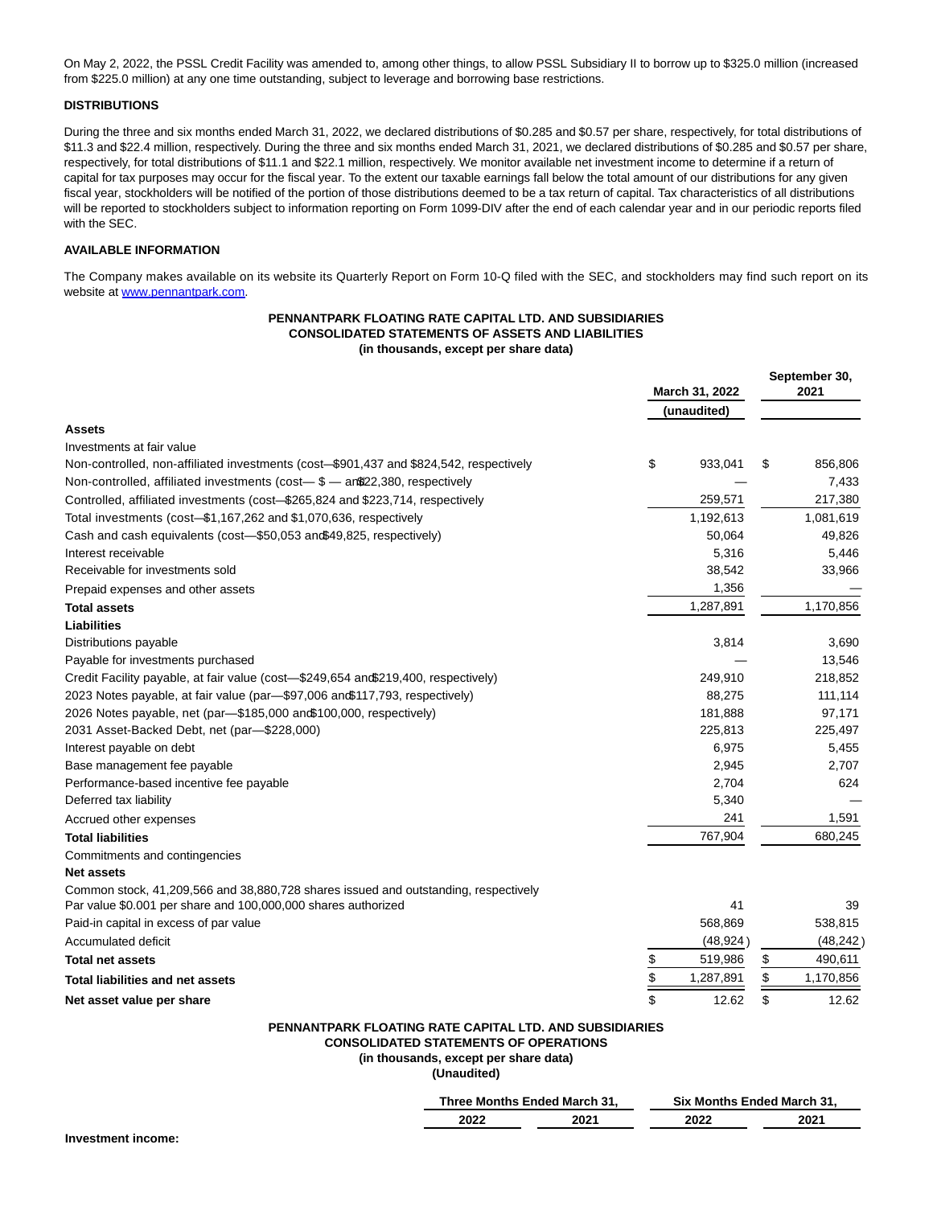On May 2, 2022, the PSSL Credit Facility was amended to, among other things, to allow PSSL Subsidiary II to borrow up to $325.0 million (increased from $225.0 million) at any one time outstanding, subject to leverage and borrowing base restrictions.

**DISTRIBUTIONS**

During the three and six months ended March 31, 2022, we declared distributions of $0.285 and $0.57 per share, respectively, for total distributions of $11.3 and $22.4 million, respectively. During the three and six months ended March 31, 2021, we declared distributions of $0.285 and $0.57 per share, respectively, for total distributions of $11.1 and $22.1 million, respectively. We monitor available net investment income to determine if a return of capital for tax purposes may occur for the fiscal year. To the extent our taxable earnings fall below the total amount of our distributions for any given fiscal year, stockholders will be notified of the portion of those distributions deemed to be a tax return of capital. Tax characteristics of all distributions will be reported to stockholders subject to information reporting on Form 1099-DIV after the end of each calendar year and in our periodic reports filed with the SEC.

**AVAILABLE INFORMATION**

The Company makes available on its website its Quarterly Report on Form 10-Q filed with the SEC, and stockholders may find such report on its website at www.pennantpark.com.

**PENNANTPARK FLOATING RATE CAPITAL LTD. AND SUBSIDIARIES**
**CONSOLIDATED STATEMENTS OF ASSETS AND LIABILITIES**
**(in thousands, except per share data)**

| | March 31, 2022 (unaudited) | September 30, 2021 |
|---|---|---|
| **Assets** | | |
| Investments at fair value | | |
| Non-controlled, non-affiliated investments (cost—$901,437 and $824,542, respectively | $ 933,041 | $ 856,806 |
| Non-controlled, affiliated investments (cost— $ — and $22,380, respectively | — | 7,433 |
| Controlled, affiliated investments (cost—$265,824 and $223,714, respectively | 259,571 | 217,380 |
| Total investments (cost—$1,167,262 and $1,070,636, respectively | 1,192,613 | 1,081,619 |
| Cash and cash equivalents (cost—$50,053 and $49,825, respectively) | 50,064 | 49,826 |
| Interest receivable | 5,316 | 5,446 |
| Receivable for investments sold | 38,542 | 33,966 |
| Prepaid expenses and other assets | 1,356 | — |
| **Total assets** | 1,287,891 | 1,170,856 |
| **Liabilities** | | |
| Distributions payable | 3,814 | 3,690 |
| Payable for investments purchased | — | 13,546 |
| Credit Facility payable, at fair value (cost—$249,654 and $219,400, respectively) | 249,910 | 218,852 |
| 2023 Notes payable, at fair value (par—$97,006 and $117,793, respectively) | 88,275 | 111,114 |
| 2026 Notes payable, net (par—$185,000 and $100,000, respectively) | 181,888 | 97,171 |
| 2031 Asset-Backed Debt, net (par—$228,000) | 225,813 | 225,497 |
| Interest payable on debt | 6,975 | 5,455 |
| Base management fee payable | 2,945 | 2,707 |
| Performance-based incentive fee payable | 2,704 | 624 |
| Deferred tax liability | 5,340 | — |
| Accrued other expenses | 241 | 1,591 |
| **Total liabilities** | 767,904 | 680,245 |
| Commitments and contingencies | | |
| **Net assets** | | |
| Common stock, 41,209,566 and 38,880,728 shares issued and outstanding, respectively Par value $0.001 per share and 100,000,000 shares authorized | 41 | 39 |
| Paid-in capital in excess of par value | 568,869 | 538,815 |
| Accumulated deficit | (48,924) | (48,242) |
| **Total net assets** | $ 519,986 | $ 490,611 |
| **Total liabilities and net assets** | $ 1,287,891 | $ 1,170,856 |
| **Net asset value per share** | $ 12.62 | $ 12.62 |

**PENNANTPARK FLOATING RATE CAPITAL LTD. AND SUBSIDIARIES**
**CONSOLIDATED STATEMENTS OF OPERATIONS**
**(in thousands, except per share data)**
**(Unaudited)**

| | Three Months Ended March 31, | | Six Months Ended March 31, | |
|---|---|---|---|---|
| | 2022 | 2021 | 2022 | 2021 |
| **Investment income:** | | | | |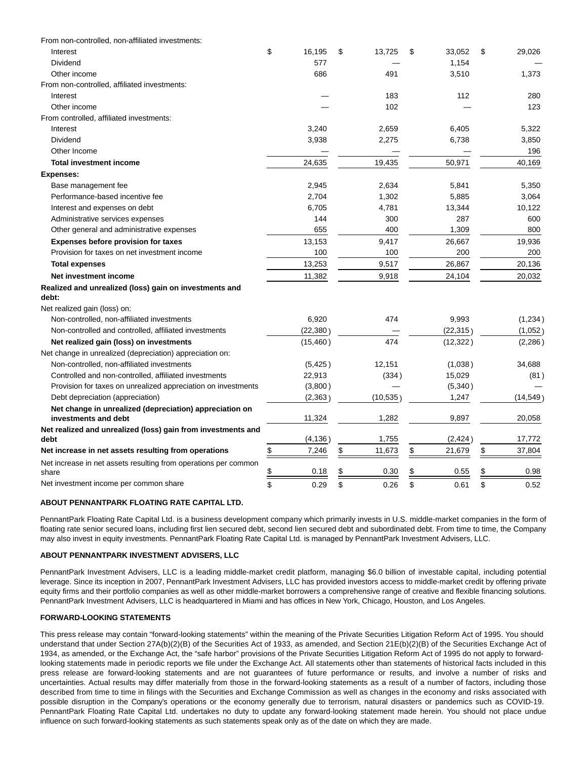| | | | | |
|---|---|---|---|---|
| From non-controlled, non-affiliated investments: | | | | |
| Interest | $ 16,195 | $ 13,725 | $ 33,052 | $ 29,026 |
| Dividend | 577 | — | 1,154 | — |
| Other income | 686 | 491 | 3,510 | 1,373 |
| From non-controlled, affiliated investments: | | | | |
| Interest | — | 183 | 112 | 280 |
| Other income | — | 102 | — | 123 |
| From controlled, affiliated investments: | | | | |
| Interest | 3,240 | 2,659 | 6,405 | 5,322 |
| Dividend | 3,938 | 2,275 | 6,738 | 3,850 |
| Other Income | — | — | — | 196 |
| **Total investment income** | 24,635 | 19,435 | 50,971 | 40,169 |
| **Expenses:** | | | | |
| Base management fee | 2,945 | 2,634 | 5,841 | 5,350 |
| Performance-based incentive fee | 2,704 | 1,302 | 5,885 | 3,064 |
| Interest and expenses on debt | 6,705 | 4,781 | 13,344 | 10,122 |
| Administrative services expenses | 144 | 300 | 287 | 600 |
| Other general and administrative expenses | 655 | 400 | 1,309 | 800 |
| **Expenses before provision for taxes** | 13,153 | 9,417 | 26,667 | 19,936 |
| Provision for taxes on net investment income | 100 | 100 | 200 | 200 |
| **Total expenses** | 13,253 | 9,517 | 26,867 | 20,136 |
| **Net investment income** | 11,382 | 9,918 | 24,104 | 20,032 |
| **Realized and unrealized (loss) gain on investments and debt:** | | | | |
| Net realized gain (loss) on: | | | | |
| Non-controlled, non-affiliated investments | 6,920 | 474 | 9,993 | (1,234) |
| Non-controlled and controlled, affiliated investments | (22,380) | — | (22,315) | (1,052) |
| **Net realized gain (loss) on investments** | (15,460) | 474 | (12,322) | (2,286) |
| Net change in unrealized (depreciation) appreciation on: | | | | |
| Non-controlled, non-affiliated investments | (5,425) | 12,151 | (1,038) | 34,688 |
| Controlled and non-controlled, affiliated investments | 22,913 | (334) | 15,029 | (81) |
| Provision for taxes on unrealized appreciation on investments | (3,800) | — | (5,340) | — |
| Debt depreciation (appreciation) | (2,363) | (10,535) | 1,247 | (14,549) |
| **Net change in unrealized (depreciation) appreciation on investments and debt** | 11,324 | 1,282 | 9,897 | 20,058 |
| **Net realized and unrealized (loss) gain from investments and debt** | (4,136) | 1,755 | (2,424) | 17,772 |
| **Net increase in net assets resulting from operations** | $ 7,246 | $ 11,673 | $ 21,679 | $ 37,804 |
| Net increase in net assets resulting from operations per common share | $ 0.18 | $ 0.30 | $ 0.55 | $ 0.98 |
| Net investment income per common share | $ 0.29 | $ 0.26 | $ 0.61 | $ 0.52 |

**ABOUT PENNANTPARK FLOATING RATE CAPITAL LTD.**

PennantPark Floating Rate Capital Ltd. is a business development company which primarily invests in U.S. middle-market companies in the form of floating rate senior secured loans, including first lien secured debt, second lien secured debt and subordinated debt. From time to time, the Company may also invest in equity investments. PennantPark Floating Rate Capital Ltd. is managed by PennantPark Investment Advisers, LLC.

**ABOUT PENNANTPARK INVESTMENT ADVISERS, LLC**

PennantPark Investment Advisers, LLC is a leading middle-market credit platform, managing $6.0 billion of investable capital, including potential leverage. Since its inception in 2007, PennantPark Investment Advisers, LLC has provided investors access to middle-market credit by offering private equity firms and their portfolio companies as well as other middle-market borrowers a comprehensive range of creative and flexible financing solutions. PennantPark Investment Advisers, LLC is headquartered in Miami and has offices in New York, Chicago, Houston, and Los Angeles.

**FORWARD-LOOKING STATEMENTS**

This press release may contain "forward-looking statements" within the meaning of the Private Securities Litigation Reform Act of 1995. You should understand that under Section 27A(b)(2)(B) of the Securities Act of 1933, as amended, and Section 21E(b)(2)(B) of the Securities Exchange Act of 1934, as amended, or the Exchange Act, the "safe harbor" provisions of the Private Securities Litigation Reform Act of 1995 do not apply to forward-looking statements made in periodic reports we file under the Exchange Act. All statements other than statements of historical facts included in this press release are forward-looking statements and are not guarantees of future performance or results, and involve a number of risks and uncertainties. Actual results may differ materially from those in the forward-looking statements as a result of a number of factors, including those described from time to time in filings with the Securities and Exchange Commission as well as changes in the economy and risks associated with possible disruption in the Company's operations or the economy generally due to terrorism, natural disasters or pandemics such as COVID-19. PennantPark Floating Rate Capital Ltd. undertakes no duty to update any forward-looking statement made herein. You should not place undue influence on such forward-looking statements as such statements speak only as of the date on which they are made.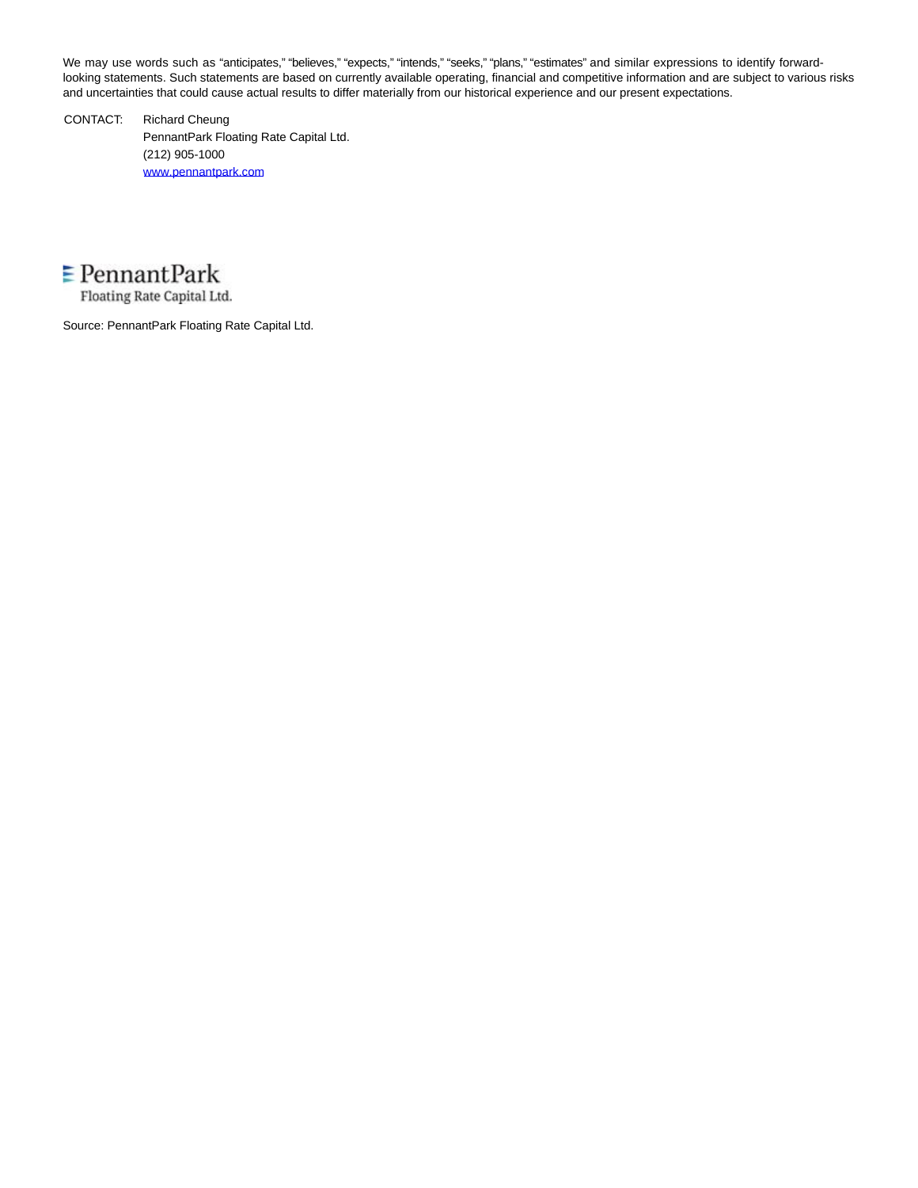We may use words such as "anticipates," "believes," "expects," "intends," "seeks," "plans," "estimates" and similar expressions to identify forward-looking statements. Such statements are based on currently available operating, financial and competitive information and are subject to various risks and uncertainties that could cause actual results to differ materially from our historical experience and our present expectations.

CONTACT: Richard Cheung
PennantPark Floating Rate Capital Ltd.
(212) 905-1000
www.pennantpark.com

PennantPark
Floating Rate Capital Ltd.

Source: PennantPark Floating Rate Capital Ltd.